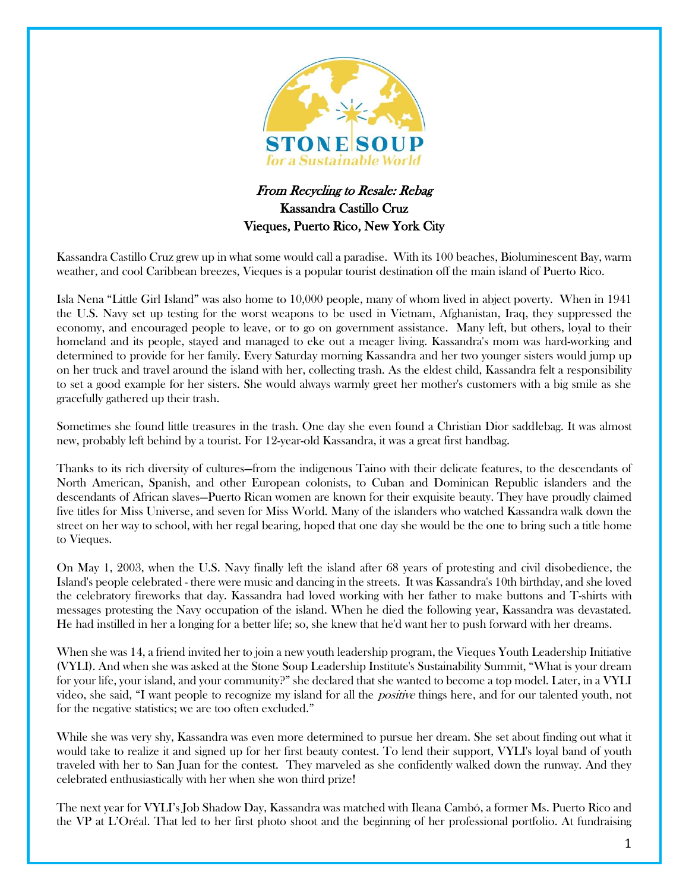STONE SOUP
*for a Sustainable World*

# *From Recycling to Resale: Rebag*

## Kassandra Castillo Cruz

## Vieques, Puerto Rico, New York City

Kassandra Castillo Cruz grew up in what some would call a paradise. With its 100 beaches, Bioluminescent Bay, warm weather, and cool Caribbean breezes, Vieques is a popular tourist destination off the main island of Puerto Rico.

Isla Nena "Little Girl Island" was also home to 10,000 people, many of whom lived in abject poverty. When in 1941 the U.S. Navy set up testing for the worst weapons to be used in Vietnam, Afghanistan, Iraq, they suppressed the economy, and encouraged people to leave, or to go on government assistance. Many left, but others, loyal to their homeland and its people, stayed and managed to eke out a meager living. Kassandra's mom was hard-working and determined to provide for her family. Every Saturday morning Kassandra and her two younger sisters would jump up on her truck and travel around the island with her, collecting trash. As the eldest child, Kassandra felt a responsibility to set a good example for her sisters. She would always warmly greet her mother's customers with a big smile as she gracefully gathered up their trash.

Sometimes she found little treasures in the trash. One day she even found a Christian Dior saddlebag. It was almost new, probably left behind by a tourist. For 12-year-old Kassandra, it was a great first handbag.

Thanks to its rich diversity of cultures—from the indigenous Taino with their delicate features, to the descendants of North American, Spanish, and other European colonists, to Cuban and Dominican Republic islanders and the descendants of African slaves—Puerto Rican women are known for their exquisite beauty. They have proudly claimed five titles for Miss Universe, and seven for Miss World. Many of the islanders who watched Kassandra walk down the street on her way to school, with her regal bearing, hoped that one day she would be the one to bring such a title home to Vieques.

On May 1, 2003, when the U.S. Navy finally left the island after 68 years of protesting and civil disobedience, the Island's people celebrated - there were music and dancing in the streets. It was Kassandra's 10th birthday, and she loved the celebratory fireworks that day. Kassandra had loved working with her father to make buttons and T-shirts with messages protesting the Navy occupation of the island. When he died the following year, Kassandra was devastated. He had instilled in her a longing for a better life; so, she knew that he'd want her to push forward with her dreams.

When she was 14, a friend invited her to join a new youth leadership program, the Vieques Youth Leadership Initiative (VYLI). And when she was asked at the Stone Soup Leadership Institute's Sustainability Summit, "What is your dream for your life, your island, and your community?" she declared that she wanted to become a top model. Later, in a VYLI video, she said, "I want people to recognize my island for all the *positive* things here, and for our talented youth, not for the negative statistics; we are too often excluded."

While she was very shy, Kassandra was even more determined to pursue her dream. She set about finding out what it would take to realize it and signed up for her first beauty contest. To lend their support, VYLI's loyal band of youth traveled with her to San Juan for the contest. They marveled as she confidently walked down the runway. And they celebrated enthusiastically with her when she won third prize!

The next year for VYLI's Job Shadow Day, Kassandra was matched with Ileana Cambó, a former Ms. Puerto Rico and the VP at L'Oréal. That led to her first photo shoot and the beginning of her professional portfolio. At fundraising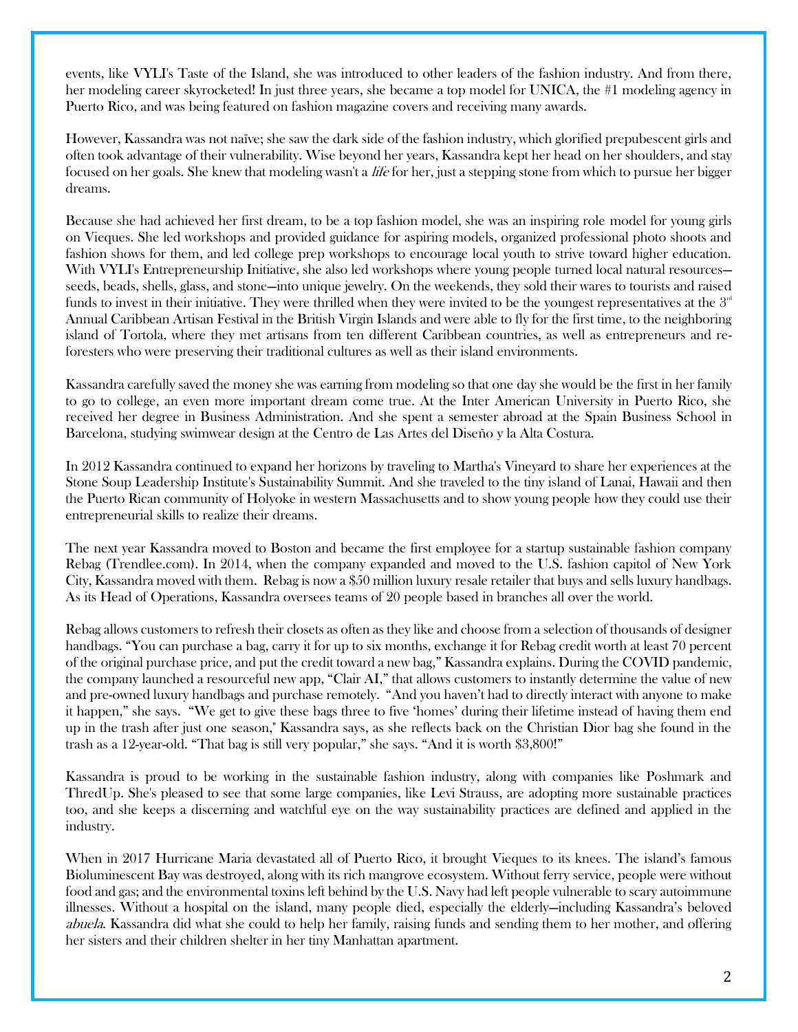events, like VYLI's Taste of the Island, she was introduced to other leaders of the fashion industry. And from there, her modeling career skyrocketed! In just three years, she became a top model for UNICA, the #1 modeling agency in Puerto Rico, and was being featured on fashion magazine covers and receiving many awards.

However, Kassandra was not naïve; she saw the dark side of the fashion industry, which glorified prepubescent girls and often took advantage of their vulnerability. Wise beyond her years, Kassandra kept her head on her shoulders, and stay focused on her goals. She knew that modeling wasn't a *life* for her, just a stepping stone from which to pursue her bigger dreams.

Because she had achieved her first dream, to be a top fashion model, she was an inspiring role model for young girls on Vieques. She led workshops and provided guidance for aspiring models, organized professional photo shoots and fashion shows for them, and led college prep workshops to encourage local youth to strive toward higher education. With VYLI's Entrepreneurship Initiative, she also led workshops where young people turned local natural resources—seeds, beads, shells, glass, and stone—into unique jewelry. On the weekends, they sold their wares to tourists and raised funds to invest in their initiative. They were thrilled when they were invited to be the youngest representatives at the 3rd Annual Caribbean Artisan Festival in the British Virgin Islands and were able to fly for the first time, to the neighboring island of Tortola, where they met artisans from ten different Caribbean countries, as well as entrepreneurs and re-foresters who were preserving their traditional cultures as well as their island environments.

Kassandra carefully saved the money she was earning from modeling so that one day she would be the first in her family to go to college, an even more important dream come true. At the Inter American University in Puerto Rico, she received her degree in Business Administration. And she spent a semester abroad at the Spain Business School in Barcelona, studying swimwear design at the Centro de Las Artes del Diseño y la Alta Costura.

In 2012 Kassandra continued to expand her horizons by traveling to Martha's Vineyard to share her experiences at the Stone Soup Leadership Institute's Sustainability Summit. And she traveled to the tiny island of Lanai, Hawaii and then the Puerto Rican community of Holyoke in western Massachusetts and to show young people how they could use their entrepreneurial skills to realize their dreams.

The next year Kassandra moved to Boston and became the first employee for a startup sustainable fashion company Rebag (Trendlee.com). In 2014, when the company expanded and moved to the U.S. fashion capitol of New York City, Kassandra moved with them. Rebag is now a $50 million luxury resale retailer that buys and sells luxury handbags. As its Head of Operations, Kassandra oversees teams of 20 people based in branches all over the world.

Rebag allows customers to refresh their closets as often as they like and choose from a selection of thousands of designer handbags. "You can purchase a bag, carry it for up to six months, exchange it for Rebag credit worth at least 70 percent of the original purchase price, and put the credit toward a new bag," Kassandra explains. During the COVID pandemic, the company launched a resourceful new app, "Clair AI," that allows customers to instantly determine the value of new and pre-owned luxury handbags and purchase remotely. "And you haven't had to directly interact with anyone to make it happen," she says. "We get to give these bags three to five 'homes' during their lifetime instead of having them end up in the trash after just one season," Kassandra says, as she reflects back on the Christian Dior bag she found in the trash as a 12-year-old. "That bag is still very popular," she says. "And it is worth $3,800!"

Kassandra is proud to be working in the sustainable fashion industry, along with companies like Poshmark and ThredUp. She's pleased to see that some large companies, like Levi Strauss, are adopting more sustainable practices too, and she keeps a discerning and watchful eye on the way sustainability practices are defined and applied in the industry.

When in 2017 Hurricane Maria devastated all of Puerto Rico, it brought Vieques to its knees. The island's famous Bioluminescent Bay was destroyed, along with its rich mangrove ecosystem. Without ferry service, people were without food and gas; and the environmental toxins left behind by the U.S. Navy had left people vulnerable to scary autoimmune illnesses. Without a hospital on the island, many people died, especially the elderly—including Kassandra's beloved *abuela*. Kassandra did what she could to help her family, raising funds and sending them to her mother, and offering her sisters and their children shelter in her tiny Manhattan apartment.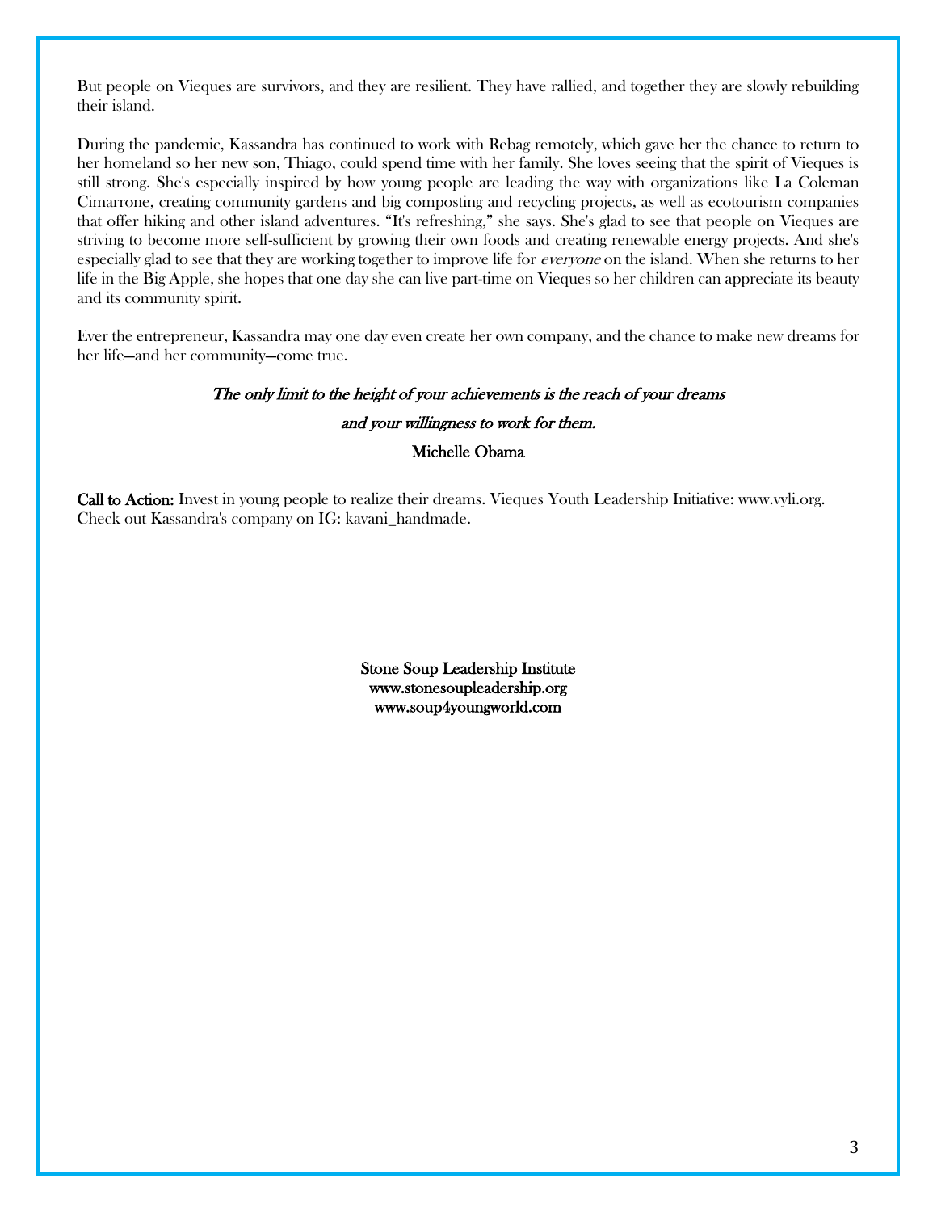But people on Vieques are survivors, and they are resilient. They have rallied, and together they are slowly rebuilding their island.

During the pandemic, Kassandra has continued to work with Rebag remotely, which gave her the chance to return to her homeland so her new son, Thiago, could spend time with her family. She loves seeing that the spirit of Vieques is still strong. She's especially inspired by how young people are leading the way with organizations like La Coleman Cimarrone, creating community gardens and big composting and recycling projects, as well as ecotourism companies that offer hiking and other island adventures. "It's refreshing," she says. She's glad to see that people on Vieques are striving to become more self-sufficient by growing their own foods and creating renewable energy projects. And she's especially glad to see that they are working together to improve life for *everyone* on the island. When she returns to her life in the Big Apple, she hopes that one day she can live part-time on Vieques so her children can appreciate its beauty and its community spirit.

Ever the entrepreneur, Kassandra may one day even create her own company, and the chance to make new dreams for her life—and her community—come true.

*The only limit to the height of your achievements is the reach of your dreams*

*and your willingness to work for them.*

Michelle Obama

**Call to Action:** Invest in young people to realize their dreams. Vieques Youth Leadership Initiative: www.vyli.org. Check out Kassandra's company on IG: kavani_handmade.

Stone Soup Leadership Institute
www.stonesoupleadership.org
www.soup4youngworld.com